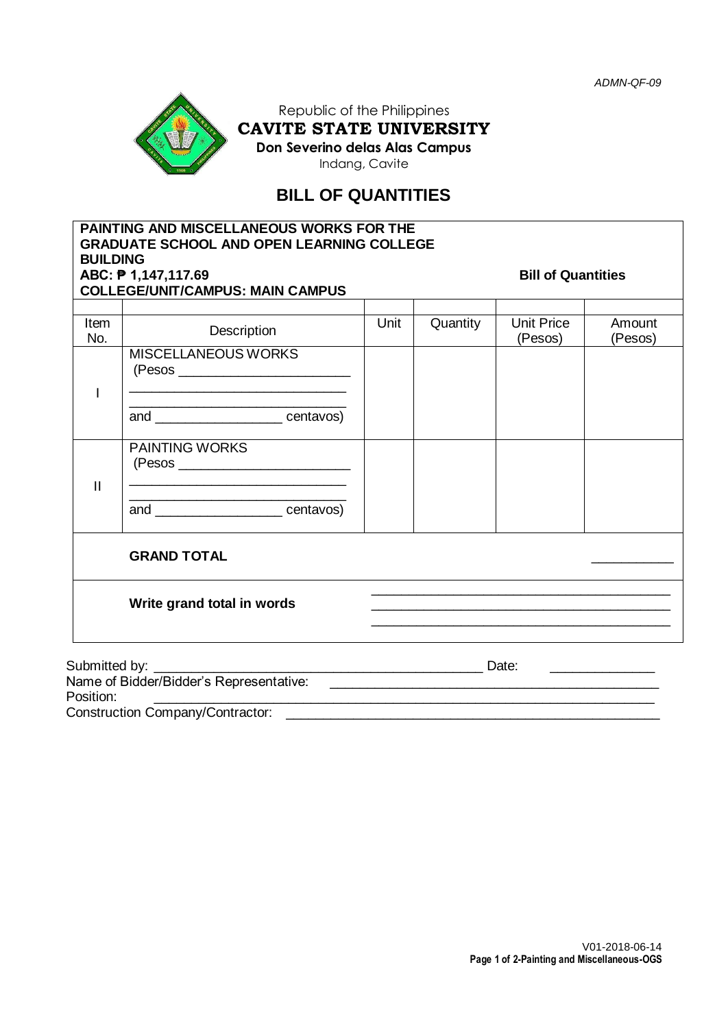ADMN-QF-09

Republic of the Philippines
**CAVITE STATE UNIVERSITY**
**Don Severino delas Alas Campus**
Indang, Cavite

# BILL OF QUANTITIES

**PAINTING AND MISCELLANEOUS WORKS FOR THE GRADUATE SCHOOL AND OPEN LEARNING COLLEGE BUILDING**
**ABC: ₱ 1,147,117.69** **Bill of Quantities**
**COLLEGE/UNIT/CAMPUS: MAIN CAMPUS**

| Item No. | Description | Unit | Quantity | Unit Price (Pesos) | Amount (Pesos) |
|---|---|---|---|---|---|
| I | MISCELLANEOUS WORKS (Pesos ________________________ ______________________________ and _________________ centavos) | | | | |
| II | PAINTING WORKS (Pesos ________________________ ______________________________ and _________________ centavos) | | | | |
| | **GRAND TOTAL** | | | | ___________ |
| | **Write grand total in words** | ________________________________________ | | | |

Submitted by: ____________________________________________ Date: ______________
Name of Bidder/Bidder's Representative: ____________________________________________
Position: ____________________________________________
Construction Company/Contractor: ____________________________________________

V01-2018-06-14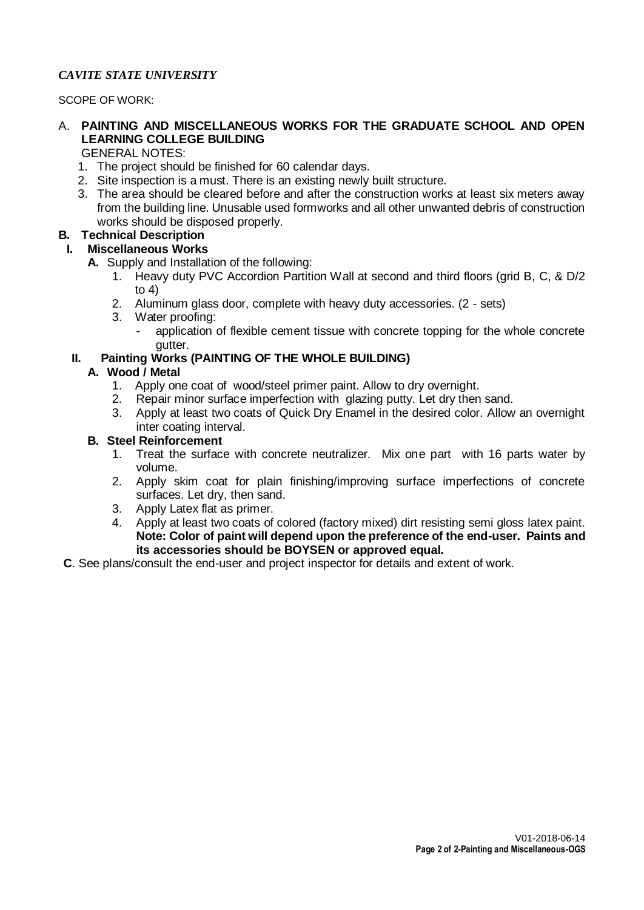*CAVITE STATE UNIVERSITY*

SCOPE OF WORK:

A. **PAINTING AND MISCELLANEOUS WORKS FOR THE GRADUATE SCHOOL AND OPEN LEARNING COLLEGE BUILDING**

GENERAL NOTES:

1. The project should be finished for 60 calendar days.
2. Site inspection is a must. There is an existing newly built structure.
3. The area should be cleared before and after the construction works at least six meters away from the building line. Unusable used formworks and all other unwanted debris of construction works should be disposed properly.

**B. Technical Description**

**I. Miscellaneous Works**

**A.** Supply and Installation of the following:

1. Heavy duty PVC Accordion Partition Wall at second and third floors (grid B, C, & D/2 to 4)
2. Aluminum glass door, complete with heavy duty accessories. (2 - sets)
3. Water proofing:
   - application of flexible cement tissue with concrete topping for the whole concrete gutter.

**II. Painting Works (PAINTING OF THE WHOLE BUILDING)**

**A. Wood / Metal**

1. Apply one coat of wood/steel primer paint. Allow to dry overnight.
2. Repair minor surface imperfection with glazing putty. Let dry then sand.
3. Apply at least two coats of Quick Dry Enamel in the desired color. Allow an overnight inter coating interval.

**B. Steel Reinforcement**

1. Treat the surface with concrete neutralizer. Mix one part with 16 parts water by volume.
2. Apply skim coat for plain finishing/improving surface imperfections of concrete surfaces. Let dry, then sand.
3. Apply Latex flat as primer.
4. Apply at least two coats of colored (factory mixed) dirt resisting semi gloss latex paint. **Note: Color of paint will depend upon the preference of the end-user. Paints and its accessories should be BOYSEN or approved equal.**

**C**. See plans/consult the end-user and project inspector for details and extent of work.

V01-2018-06-14